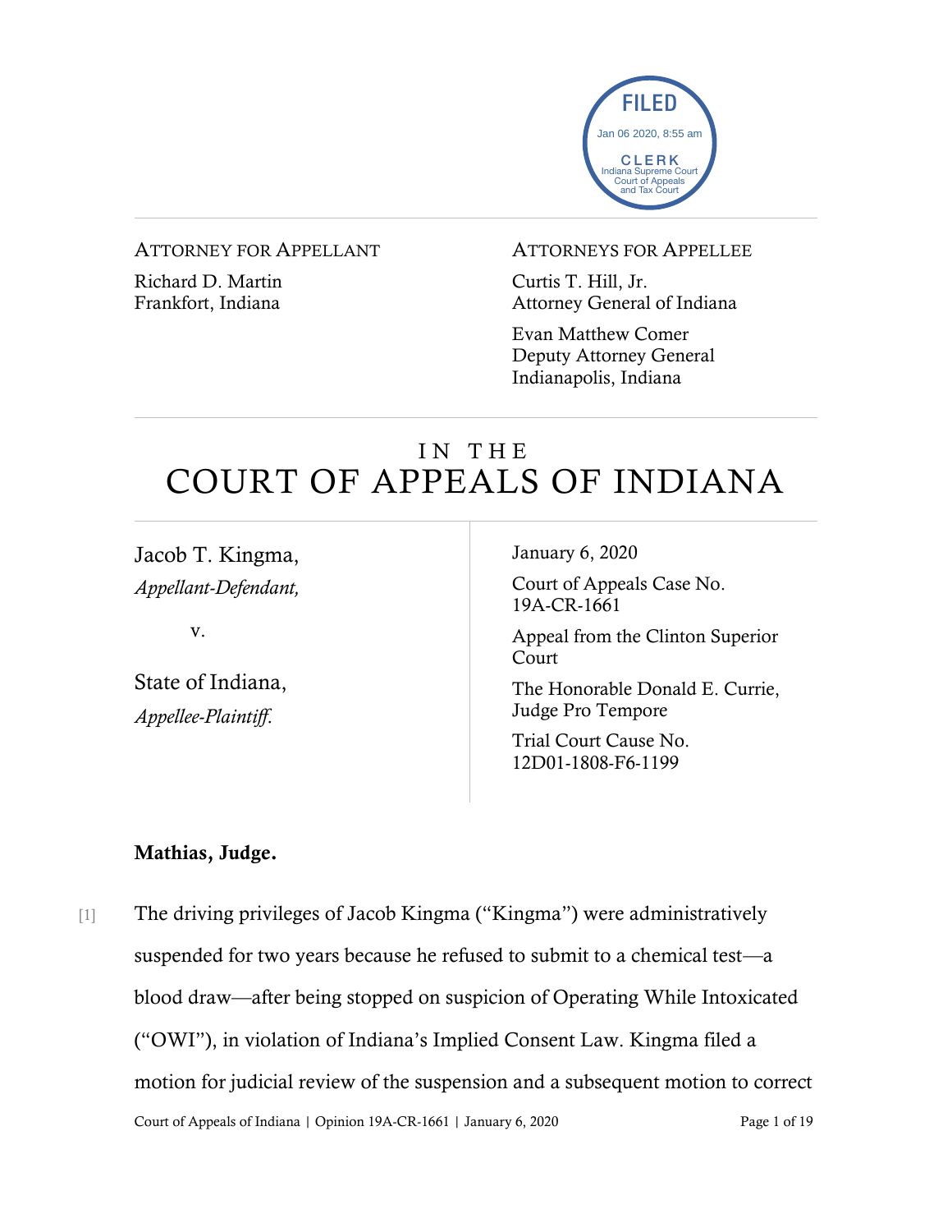FILED
Jan 06 2020, 8:55 am
CLERK
Indiana Supreme Court
Court of Appeals
and Tax Court

ATTORNEY FOR APPELLANT

Richard D. Martin
Frankfort, Indiana

ATTORNEYS FOR APPELLEE

Curtis T. Hill, Jr.
Attorney General of Indiana

Evan Matthew Comer
Deputy Attorney General
Indianapolis, Indiana

# IN THE COURT OF APPEALS OF INDIANA

Jacob T. Kingma,
*Appellant-Defendant,*

v.

State of Indiana,
*Appellee-Plaintiff.*

January 6, 2020

Court of Appeals Case No. 19A-CR-1661

Appeal from the Clinton Superior Court

The Honorable Donald E. Currie, Judge Pro Tempore

Trial Court Cause No. 12D01-1808-F6-1199

**Mathias, Judge.**

[1] The driving privileges of Jacob Kingma ("Kingma") were administratively suspended for two years because he refused to submit to a chemical test—a blood draw—after being stopped on suspicion of Operating While Intoxicated ("OWI"), in violation of Indiana's Implied Consent Law. Kingma filed a motion for judicial review of the suspension and a subsequent motion to correct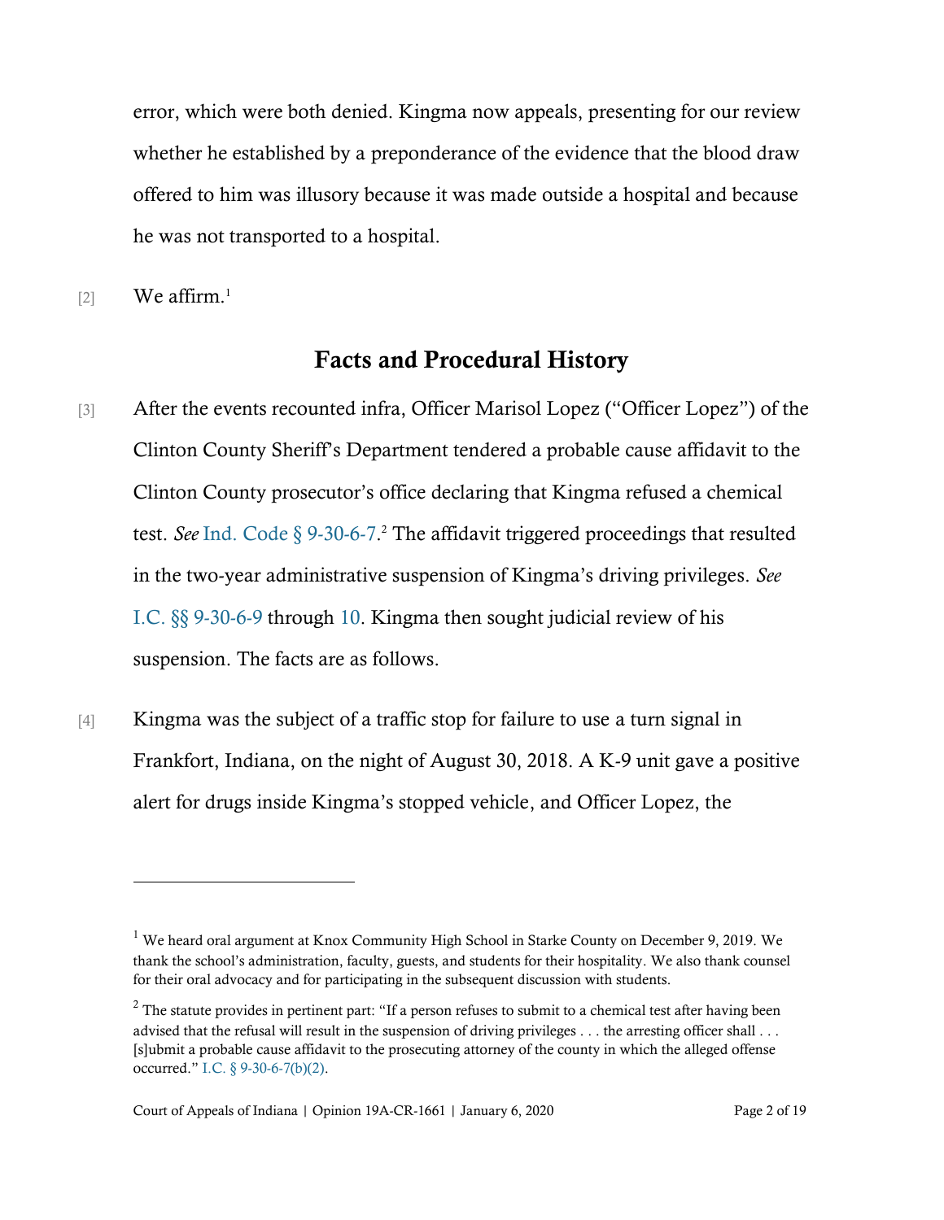error, which were both denied. Kingma now appeals, presenting for our review whether he established by a preponderance of the evidence that the blood draw offered to him was illusory because it was made outside a hospital and because he was not transported to a hospital.

[2] We affirm.[1]

## Facts and Procedural History

[3] After the events recounted infra, Officer Marisol Lopez ("Officer Lopez") of the Clinton County Sheriff's Department tendered a probable cause affidavit to the Clinton County prosecutor's office declaring that Kingma refused a chemical test. *See* Ind. Code § 9-30-6-7.[2] The affidavit triggered proceedings that resulted in the two-year administrative suspension of Kingma's driving privileges. *See* I.C. §§ 9-30-6-9 through 10. Kingma then sought judicial review of his suspension. The facts are as follows.

[4] Kingma was the subject of a traffic stop for failure to use a turn signal in Frankfort, Indiana, on the night of August 30, 2018. A K-9 unit gave a positive alert for drugs inside Kingma's stopped vehicle, and Officer Lopez, the

---

[1] We heard oral argument at Knox Community High School in Starke County on December 9, 2019. We thank the school's administration, faculty, guests, and students for their hospitality. We also thank counsel for their oral advocacy and for participating in the subsequent discussion with students.

[2] The statute provides in pertinent part: "If a person refuses to submit to a chemical test after having been advised that the refusal will result in the suspension of driving privileges . . . the arresting officer shall . . . [s]ubmit a probable cause affidavit to the prosecuting attorney of the county in which the alleged offense occurred." I.C. § 9-30-6-7(b)(2).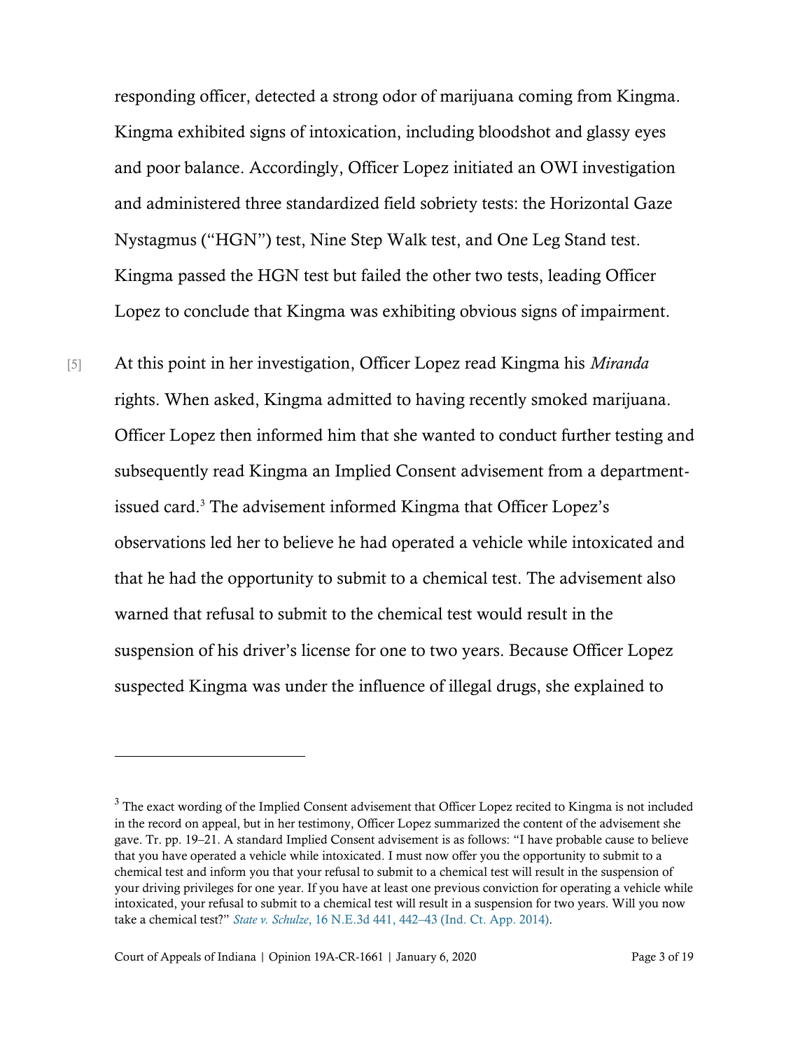responding officer, detected a strong odor of marijuana coming from Kingma. Kingma exhibited signs of intoxication, including bloodshot and glassy eyes and poor balance. Accordingly, Officer Lopez initiated an OWI investigation and administered three standardized field sobriety tests: the Horizontal Gaze Nystagmus ("HGN") test, Nine Step Walk test, and One Leg Stand test. Kingma passed the HGN test but failed the other two tests, leading Officer Lopez to conclude that Kingma was exhibiting obvious signs of impairment.

[5] At this point in her investigation, Officer Lopez read Kingma his *Miranda* rights. When asked, Kingma admitted to having recently smoked marijuana. Officer Lopez then informed him that she wanted to conduct further testing and subsequently read Kingma an Implied Consent advisement from a department-issued card.[3] The advisement informed Kingma that Officer Lopez's observations led her to believe he had operated a vehicle while intoxicated and that he had the opportunity to submit to a chemical test. The advisement also warned that refusal to submit to the chemical test would result in the suspension of his driver's license for one to two years. Because Officer Lopez suspected Kingma was under the influence of illegal drugs, she explained to

---

[3] The exact wording of the Implied Consent advisement that Officer Lopez recited to Kingma is not included in the record on appeal, but in her testimony, Officer Lopez summarized the content of the advisement she gave. Tr. pp. 19–21. A standard Implied Consent advisement is as follows: "I have probable cause to believe that you have operated a vehicle while intoxicated. I must now offer you the opportunity to submit to a chemical test and inform you that your refusal to submit to a chemical test will result in the suspension of your driving privileges for one year. If you have at least one previous conviction for operating a vehicle while intoxicated, your refusal to submit to a chemical test will result in a suspension for two years. Will you now take a chemical test?" *State v. Schulze*, 16 N.E.3d 441, 442–43 (Ind. Ct. App. 2014).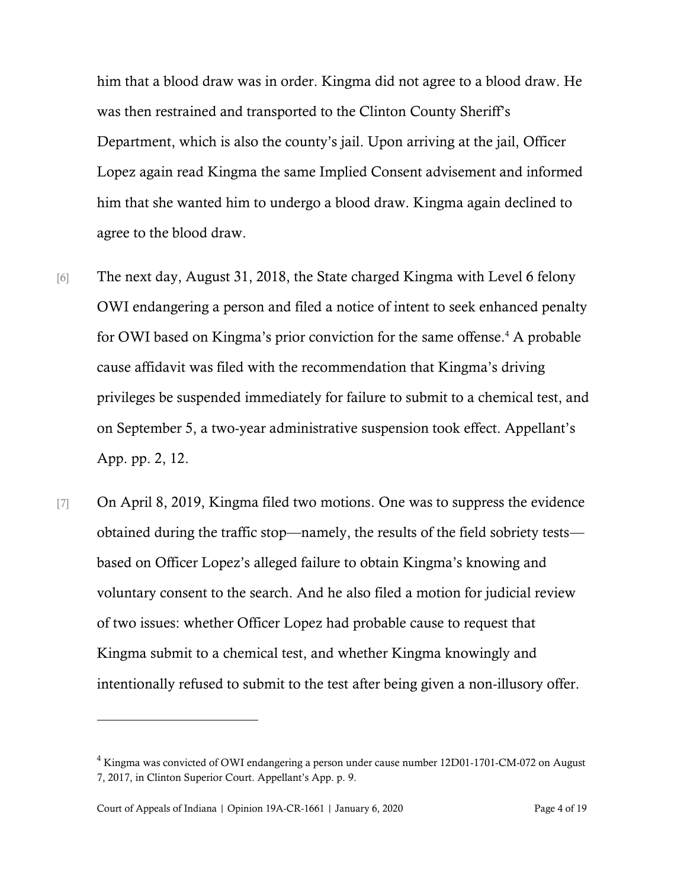him that a blood draw was in order. Kingma did not agree to a blood draw. He was then restrained and transported to the Clinton County Sheriff's Department, which is also the county's jail. Upon arriving at the jail, Officer Lopez again read Kingma the same Implied Consent advisement and informed him that she wanted him to undergo a blood draw. Kingma again declined to agree to the blood draw.

[6] The next day, August 31, 2018, the State charged Kingma with Level 6 felony OWI endangering a person and filed a notice of intent to seek enhanced penalty for OWI based on Kingma's prior conviction for the same offense.[4] A probable cause affidavit was filed with the recommendation that Kingma's driving privileges be suspended immediately for failure to submit to a chemical test, and on September 5, a two-year administrative suspension took effect. Appellant's App. pp. 2, 12.

[7] On April 8, 2019, Kingma filed two motions. One was to suppress the evidence obtained during the traffic stop—namely, the results of the field sobriety tests—based on Officer Lopez's alleged failure to obtain Kingma's knowing and voluntary consent to the search. And he also filed a motion for judicial review of two issues: whether Officer Lopez had probable cause to request that Kingma submit to a chemical test, and whether Kingma knowingly and intentionally refused to submit to the test after being given a non-illusory offer.

---

[4] Kingma was convicted of OWI endangering a person under cause number 12D01-1701-CM-072 on August 7, 2017, in Clinton Superior Court. Appellant's App. p. 9.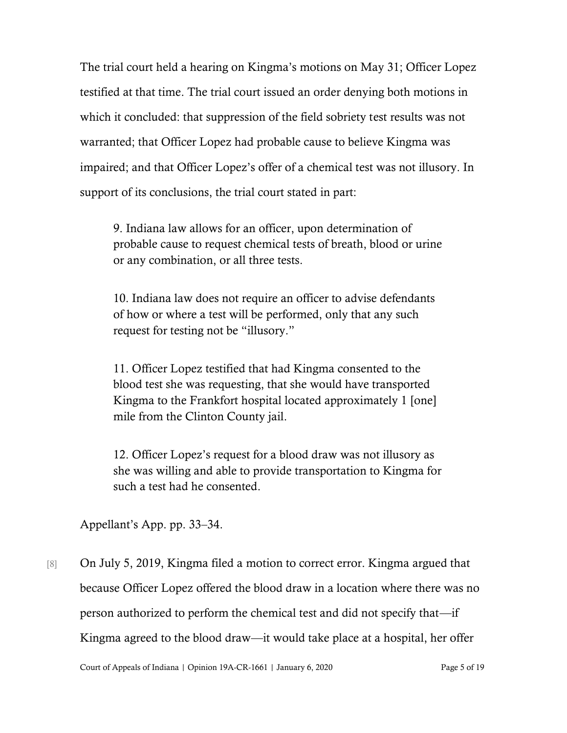The trial court held a hearing on Kingma's motions on May 31; Officer Lopez testified at that time. The trial court issued an order denying both motions in which it concluded: that suppression of the field sobriety test results was not warranted; that Officer Lopez had probable cause to believe Kingma was impaired; and that Officer Lopez's offer of a chemical test was not illusory. In support of its conclusions, the trial court stated in part:

> 9. Indiana law allows for an officer, upon determination of probable cause to request chemical tests of breath, blood or urine or any combination, or all three tests.
>
> 10. Indiana law does not require an officer to advise defendants of how or where a test will be performed, only that any such request for testing not be "illusory."
>
> 11. Officer Lopez testified that had Kingma consented to the blood test she was requesting, that she would have transported Kingma to the Frankfort hospital located approximately 1 [one] mile from the Clinton County jail.
>
> 12. Officer Lopez's request for a blood draw was not illusory as she was willing and able to provide transportation to Kingma for such a test had he consented.

Appellant's App. pp. 33–34.

[8] On July 5, 2019, Kingma filed a motion to correct error. Kingma argued that because Officer Lopez offered the blood draw in a location where there was no person authorized to perform the chemical test and did not specify that—if Kingma agreed to the blood draw—it would take place at a hospital, her offer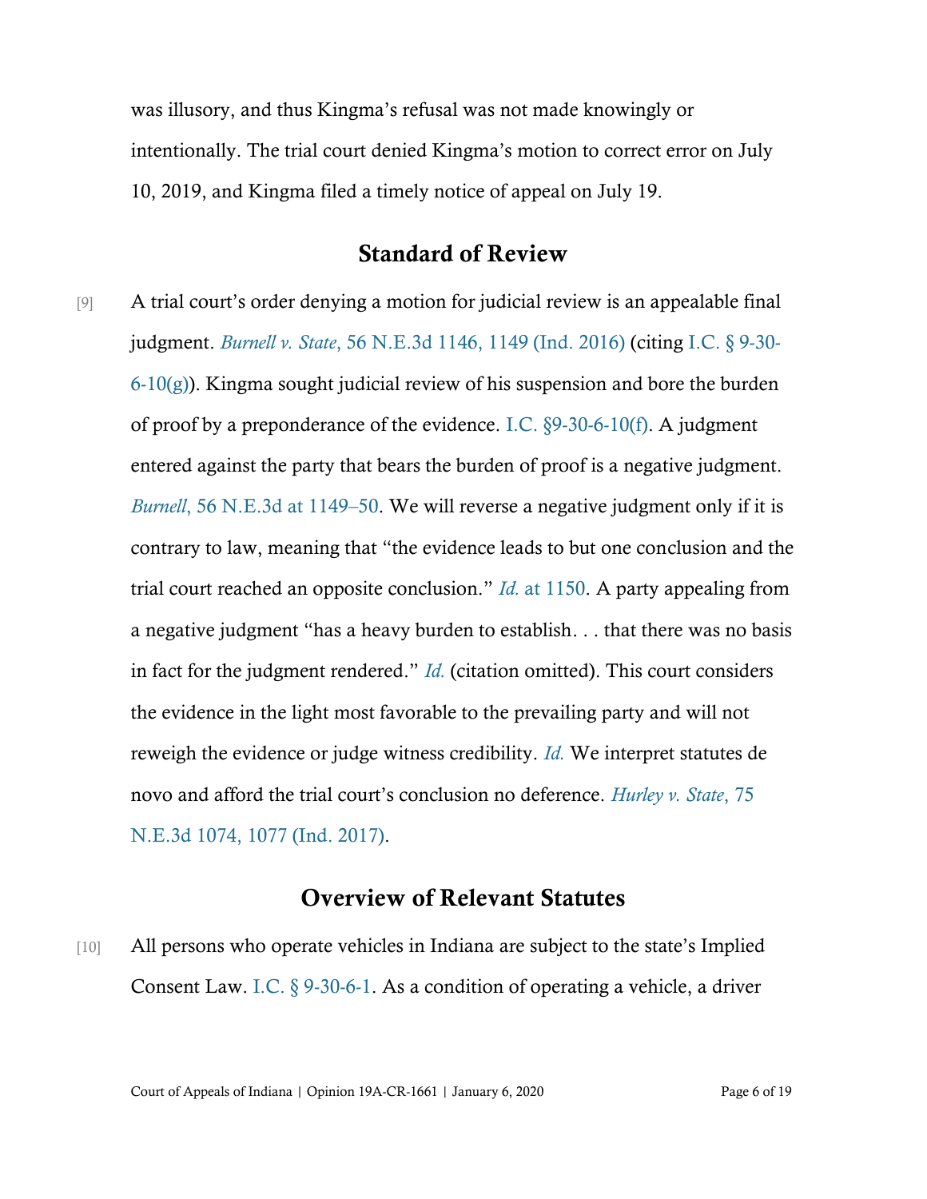was illusory, and thus Kingma's refusal was not made knowingly or intentionally. The trial court denied Kingma's motion to correct error on July 10, 2019, and Kingma filed a timely notice of appeal on July 19.

## Standard of Review

[9] A trial court's order denying a motion for judicial review is an appealable final judgment. *Burnell v. State*, 56 N.E.3d 1146, 1149 (Ind. 2016) (citing I.C. § 9-30-6-10(g)). Kingma sought judicial review of his suspension and bore the burden of proof by a preponderance of the evidence. I.C. §9-30-6-10(f). A judgment entered against the party that bears the burden of proof is a negative judgment. *Burnell*, 56 N.E.3d at 1149–50. We will reverse a negative judgment only if it is contrary to law, meaning that "the evidence leads to but one conclusion and the trial court reached an opposite conclusion." *Id.* at 1150. A party appealing from a negative judgment "has a heavy burden to establish. . . that there was no basis in fact for the judgment rendered." *Id.* (citation omitted). This court considers the evidence in the light most favorable to the prevailing party and will not reweigh the evidence or judge witness credibility. *Id.* We interpret statutes de novo and afford the trial court's conclusion no deference. *Hurley v. State*, 75 N.E.3d 1074, 1077 (Ind. 2017).

## Overview of Relevant Statutes

[10] All persons who operate vehicles in Indiana are subject to the state's Implied Consent Law. I.C. § 9-30-6-1. As a condition of operating a vehicle, a driver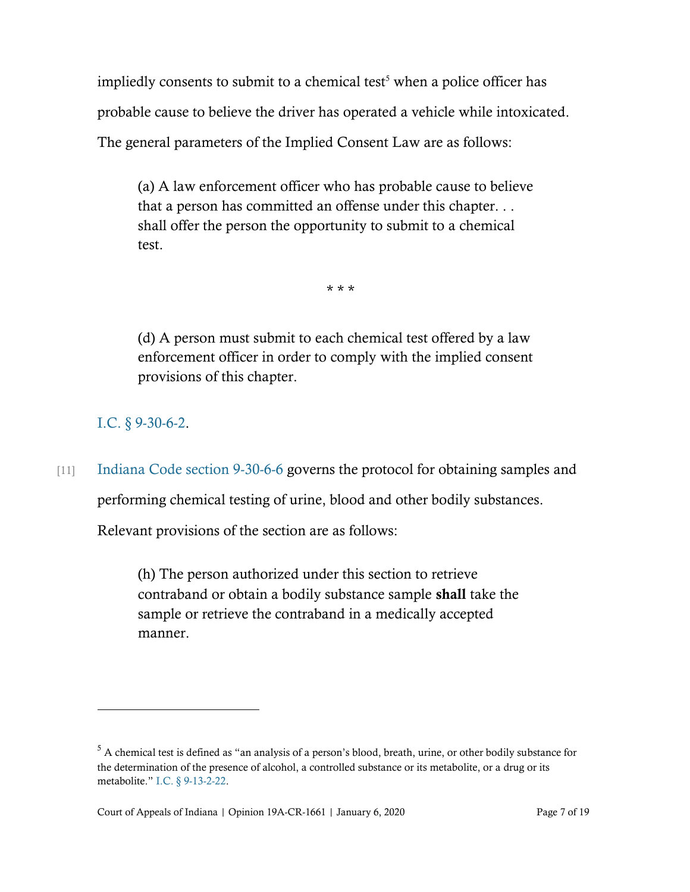impliedly consents to submit to a chemical test[5] when a police officer has probable cause to believe the driver has operated a vehicle while intoxicated. The general parameters of the Implied Consent Law are as follows:

> (a) A law enforcement officer who has probable cause to believe that a person has committed an offense under this chapter. . . shall offer the person the opportunity to submit to a chemical test.
>
> * * *
>
> (d) A person must submit to each chemical test offered by a law enforcement officer in order to comply with the implied consent provisions of this chapter.

I.C. § 9-30-6-2.

[11] Indiana Code section 9-30-6-6 governs the protocol for obtaining samples and performing chemical testing of urine, blood and other bodily substances. Relevant provisions of the section are as follows:

> (h) The person authorized under this section to retrieve contraband or obtain a bodily substance sample **shall** take the sample or retrieve the contraband in a medically accepted manner.

---

[5] A chemical test is defined as "an analysis of a person's blood, breath, urine, or other bodily substance for the determination of the presence of alcohol, a controlled substance or its metabolite, or a drug or its metabolite." I.C. § 9-13-2-22.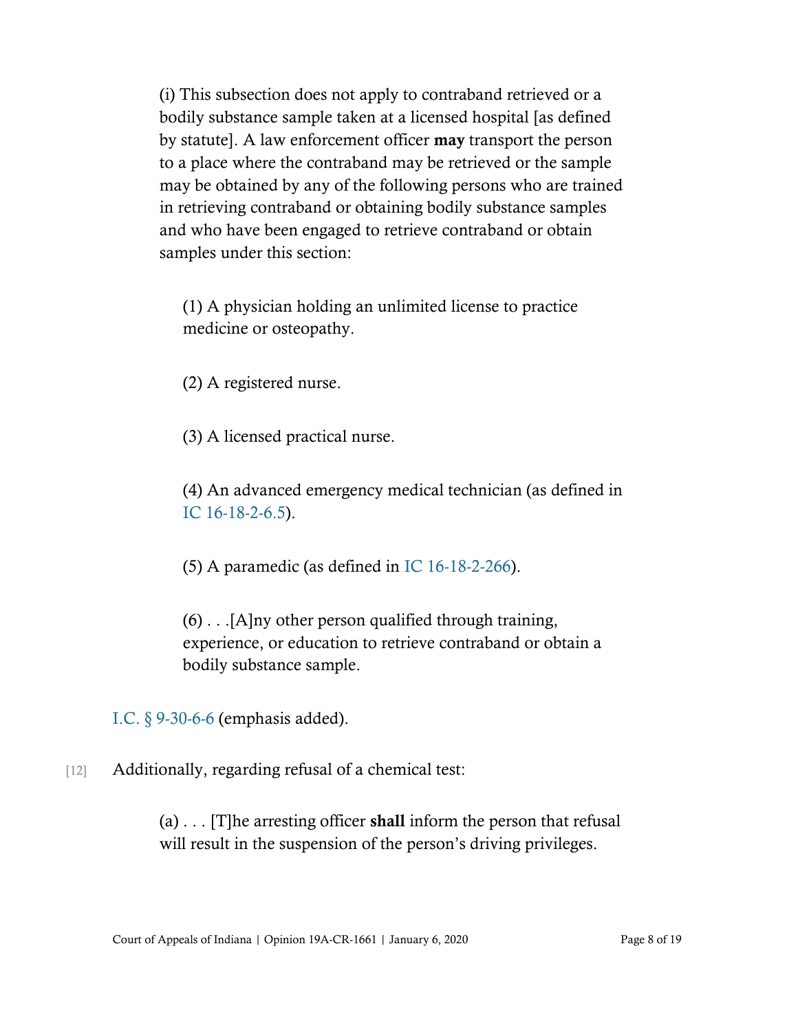> (i) This subsection does not apply to contraband retrieved or a bodily substance sample taken at a licensed hospital [as defined by statute]. A law enforcement officer **may** transport the person to a place where the contraband may be retrieved or the sample may be obtained by any of the following persons who are trained in retrieving contraband or obtaining bodily substance samples and who have been engaged to retrieve contraband or obtain samples under this section:
>
> > (1) A physician holding an unlimited license to practice medicine or osteopathy.
> >
> > (2) A registered nurse.
> >
> > (3) A licensed practical nurse.
> >
> > (4) An advanced emergency medical technician (as defined in IC 16-18-2-6.5).
> >
> > (5) A paramedic (as defined in IC 16-18-2-266).
> >
> > (6) . . .[A]ny other person qualified through training, experience, or education to retrieve contraband or obtain a bodily substance sample.

I.C. § 9-30-6-6 (emphasis added).

[12] Additionally, regarding refusal of a chemical test:

> (a) . . . [T]he arresting officer **shall** inform the person that refusal will result in the suspension of the person's driving privileges.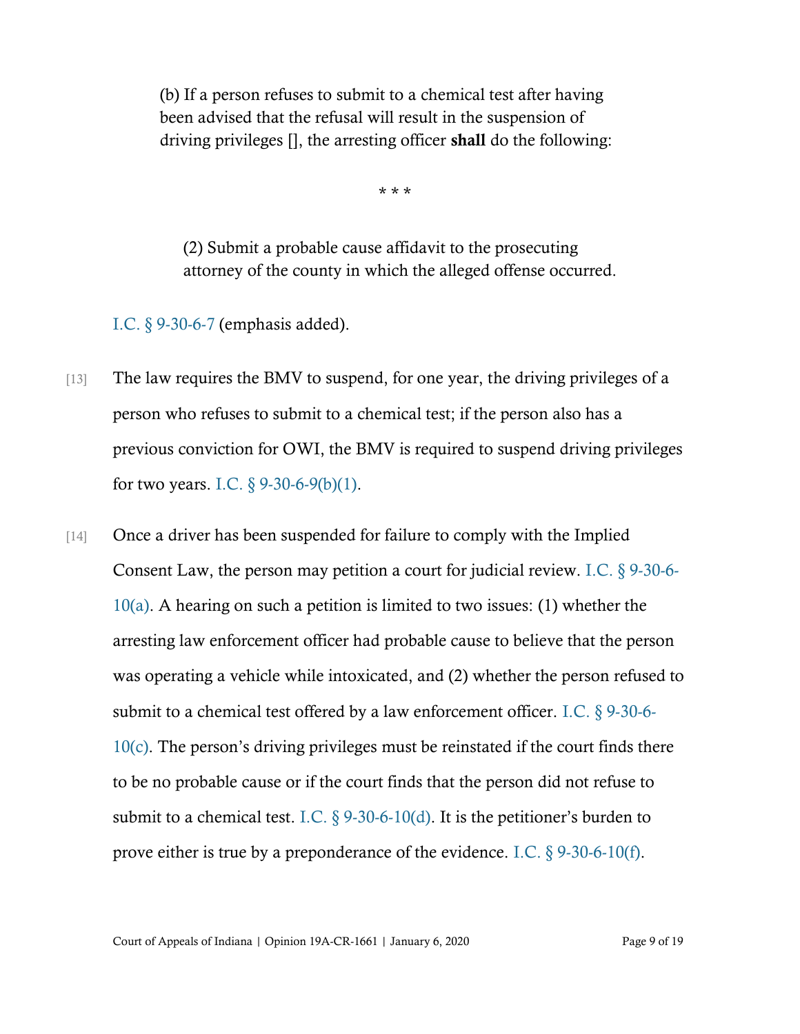> (b) If a person refuses to submit to a chemical test after having been advised that the refusal will result in the suspension of driving privileges [], the arresting officer **shall** do the following:
>
> \* \* \*
>
> > (2) Submit a probable cause affidavit to the prosecuting attorney of the county in which the alleged offense occurred.

I.C. § 9-30-6-7 (emphasis added).

[13] The law requires the BMV to suspend, for one year, the driving privileges of a person who refuses to submit to a chemical test; if the person also has a previous conviction for OWI, the BMV is required to suspend driving privileges for two years. I.C. § 9-30-6-9(b)(1).

[14] Once a driver has been suspended for failure to comply with the Implied Consent Law, the person may petition a court for judicial review. I.C. § 9-30-6-10(a). A hearing on such a petition is limited to two issues: (1) whether the arresting law enforcement officer had probable cause to believe that the person was operating a vehicle while intoxicated, and (2) whether the person refused to submit to a chemical test offered by a law enforcement officer. I.C. § 9-30-6-10(c). The person's driving privileges must be reinstated if the court finds there to be no probable cause or if the court finds that the person did not refuse to submit to a chemical test. I.C. § 9-30-6-10(d). It is the petitioner's burden to prove either is true by a preponderance of the evidence. I.C. § 9-30-6-10(f).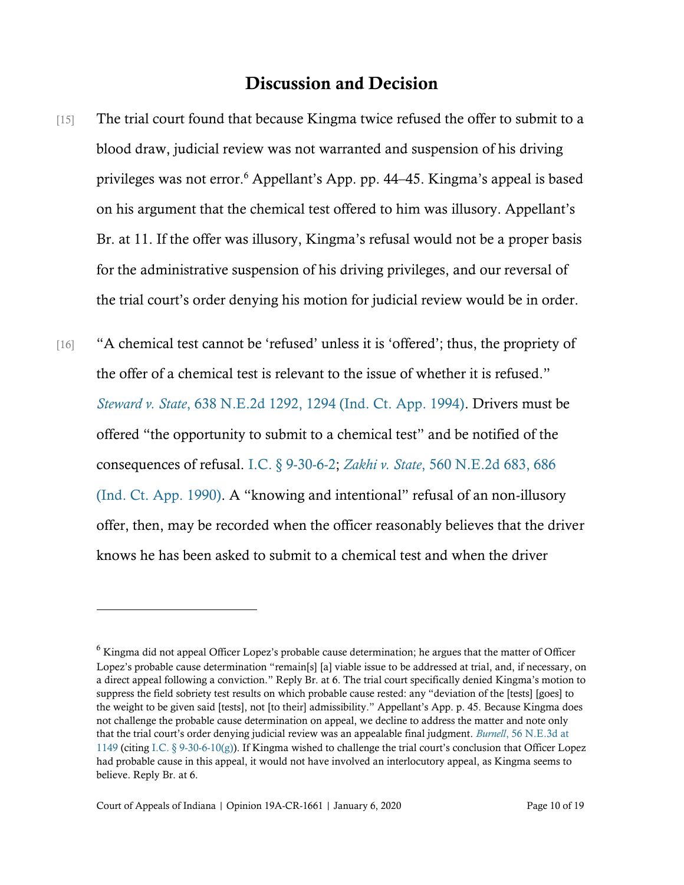## Discussion and Decision

[15] The trial court found that because Kingma twice refused the offer to submit to a blood draw, judicial review was not warranted and suspension of his driving privileges was not error.[6] Appellant's App. pp. 44–45. Kingma's appeal is based on his argument that the chemical test offered to him was illusory. Appellant's Br. at 11. If the offer was illusory, Kingma's refusal would not be a proper basis for the administrative suspension of his driving privileges, and our reversal of the trial court's order denying his motion for judicial review would be in order.

[16] "A chemical test cannot be 'refused' unless it is 'offered'; thus, the propriety of the offer of a chemical test is relevant to the issue of whether it is refused." *Steward v. State*, 638 N.E.2d 1292, 1294 (Ind. Ct. App. 1994). Drivers must be offered "the opportunity to submit to a chemical test" and be notified of the consequences of refusal. I.C. § 9-30-6-2; *Zakhi v. State*, 560 N.E.2d 683, 686 (Ind. Ct. App. 1990). A "knowing and intentional" refusal of an non-illusory offer, then, may be recorded when the officer reasonably believes that the driver knows he has been asked to submit to a chemical test and when the driver

---

[6] Kingma did not appeal Officer Lopez's probable cause determination; he argues that the matter of Officer Lopez's probable cause determination "remain[s] [a] viable issue to be addressed at trial, and, if necessary, on a direct appeal following a conviction." Reply Br. at 6. The trial court specifically denied Kingma's motion to suppress the field sobriety test results on which probable cause rested: any "deviation of the [tests] [goes] to the weight to be given said [tests], not [to their] admissibility." Appellant's App. p. 45. Because Kingma does not challenge the probable cause determination on appeal, we decline to address the matter and note only that the trial court's order denying judicial review was an appealable final judgment. *Burnell*, 56 N.E.3d at 1149 (citing I.C. § 9-30-6-10(g)). If Kingma wished to challenge the trial court's conclusion that Officer Lopez had probable cause in this appeal, it would not have involved an interlocutory appeal, as Kingma seems to believe. Reply Br. at 6.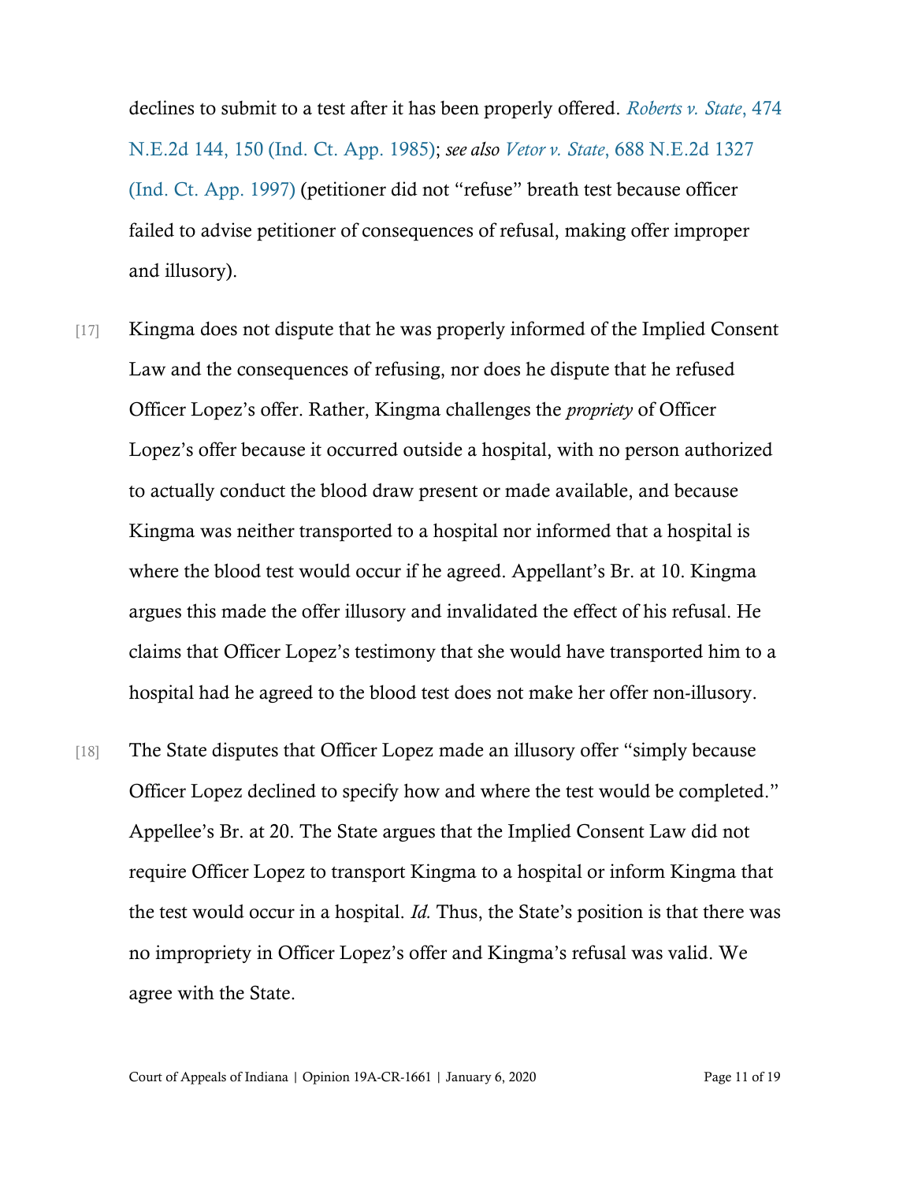declines to submit to a test after it has been properly offered. *Roberts v. State*, 474 N.E.2d 144, 150 (Ind. Ct. App. 1985); *see also Vetor v. State*, 688 N.E.2d 1327 (Ind. Ct. App. 1997) (petitioner did not "refuse" breath test because officer failed to advise petitioner of consequences of refusal, making offer improper and illusory).

[17] Kingma does not dispute that he was properly informed of the Implied Consent Law and the consequences of refusing, nor does he dispute that he refused Officer Lopez's offer. Rather, Kingma challenges the *propriety* of Officer Lopez's offer because it occurred outside a hospital, with no person authorized to actually conduct the blood draw present or made available, and because Kingma was neither transported to a hospital nor informed that a hospital is where the blood test would occur if he agreed. Appellant's Br. at 10. Kingma argues this made the offer illusory and invalidated the effect of his refusal. He claims that Officer Lopez's testimony that she would have transported him to a hospital had he agreed to the blood test does not make her offer non-illusory.

[18] The State disputes that Officer Lopez made an illusory offer "simply because Officer Lopez declined to specify how and where the test would be completed." Appellee's Br. at 20. The State argues that the Implied Consent Law did not require Officer Lopez to transport Kingma to a hospital or inform Kingma that the test would occur in a hospital. *Id.* Thus, the State's position is that there was no impropriety in Officer Lopez's offer and Kingma's refusal was valid. We agree with the State.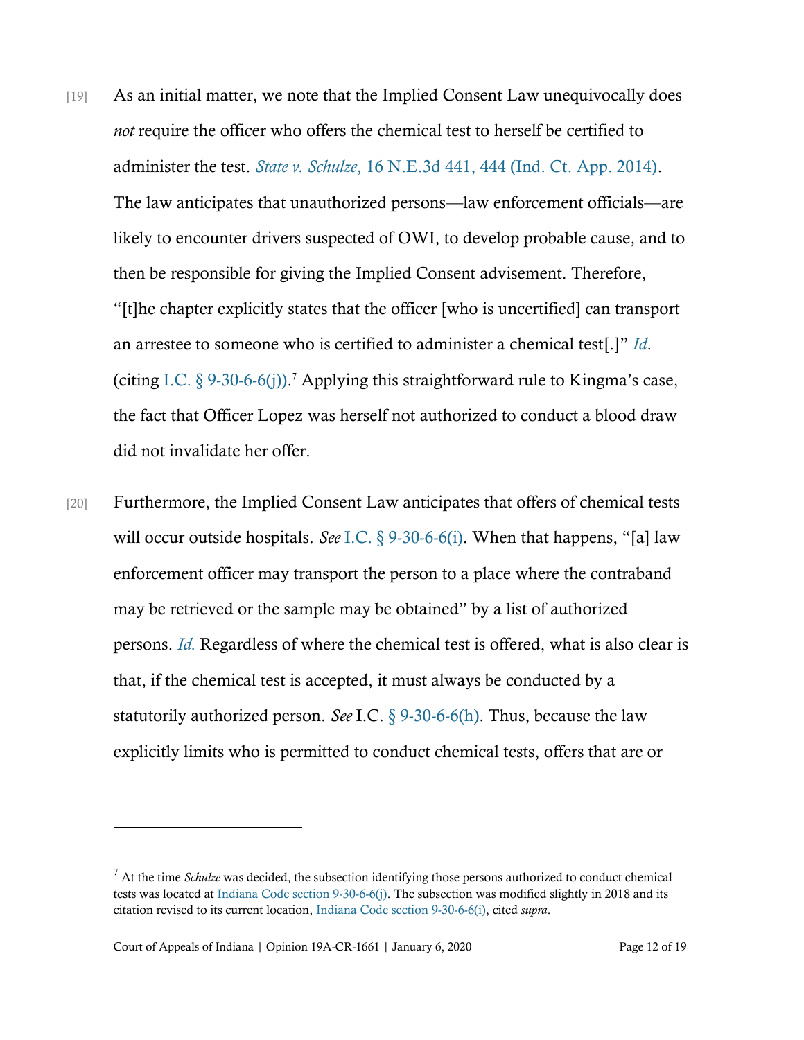[19] As an initial matter, we note that the Implied Consent Law unequivocally does *not* require the officer who offers the chemical test to herself be certified to administer the test. *State v. Schulze*, 16 N.E.3d 441, 444 (Ind. Ct. App. 2014). The law anticipates that unauthorized persons—law enforcement officials—are likely to encounter drivers suspected of OWI, to develop probable cause, and to then be responsible for giving the Implied Consent advisement. Therefore, "[t]he chapter explicitly states that the officer [who is uncertified] can transport an arrestee to someone who is certified to administer a chemical test[.]" *Id*. (citing I.C. § 9-30-6-6(j)).[7] Applying this straightforward rule to Kingma's case, the fact that Officer Lopez was herself not authorized to conduct a blood draw did not invalidate her offer.

[20] Furthermore, the Implied Consent Law anticipates that offers of chemical tests will occur outside hospitals. *See* I.C. § 9-30-6-6(i). When that happens, "[a] law enforcement officer may transport the person to a place where the contraband may be retrieved or the sample may be obtained" by a list of authorized persons. *Id.* Regardless of where the chemical test is offered, what is also clear is that, if the chemical test is accepted, it must always be conducted by a statutorily authorized person. *See* I.C. § 9-30-6-6(h). Thus, because the law explicitly limits who is permitted to conduct chemical tests, offers that are or

---

[7] At the time *Schulze* was decided, the subsection identifying those persons authorized to conduct chemical tests was located at Indiana Code section 9-30-6-6(j). The subsection was modified slightly in 2018 and its citation revised to its current location, Indiana Code section 9-30-6-6(i), cited *supra*.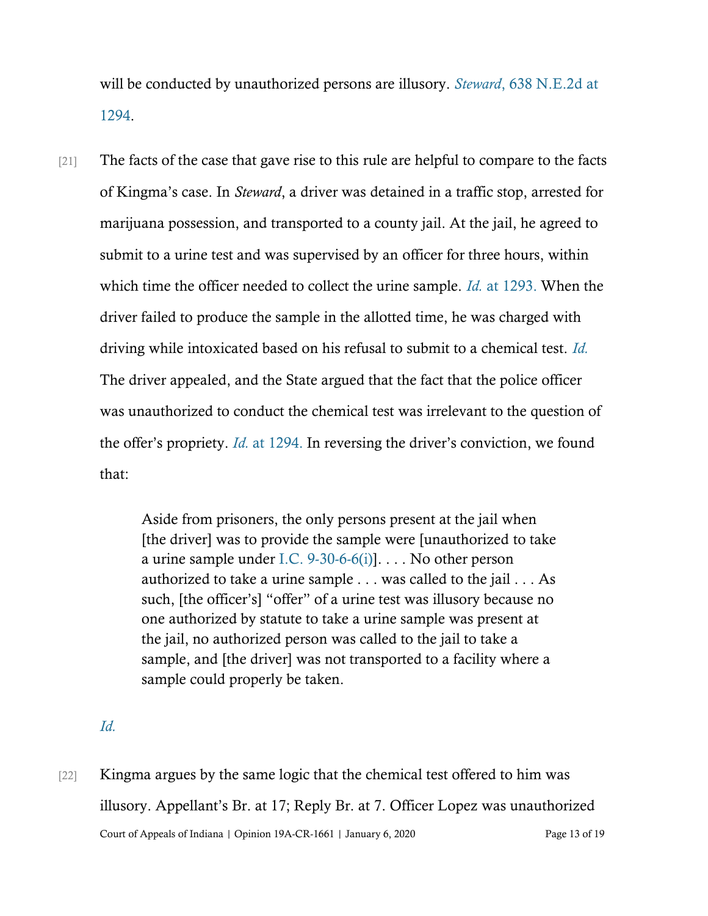will be conducted by unauthorized persons are illusory. *Steward*, 638 N.E.2d at 1294.

[21] The facts of the case that gave rise to this rule are helpful to compare to the facts of Kingma's case. In *Steward*, a driver was detained in a traffic stop, arrested for marijuana possession, and transported to a county jail. At the jail, he agreed to submit to a urine test and was supervised by an officer for three hours, within which time the officer needed to collect the urine sample. *Id.* at 1293. When the driver failed to produce the sample in the allotted time, he was charged with driving while intoxicated based on his refusal to submit to a chemical test. *Id.* The driver appealed, and the State argued that the fact that the police officer was unauthorized to conduct the chemical test was irrelevant to the question of the offer's propriety. *Id.* at 1294. In reversing the driver's conviction, we found that:

> Aside from prisoners, the only persons present at the jail when [the driver] was to provide the sample were [unauthorized to take a urine sample under I.C. 9-30-6-6(i)]. . . . No other person authorized to take a urine sample . . . was called to the jail . . . As such, [the officer's] "offer" of a urine test was illusory because no one authorized by statute to take a urine sample was present at the jail, no authorized person was called to the jail to take a sample, and [the driver] was not transported to a facility where a sample could properly be taken.

*Id.*

[22] Kingma argues by the same logic that the chemical test offered to him was illusory. Appellant's Br. at 17; Reply Br. at 7. Officer Lopez was unauthorized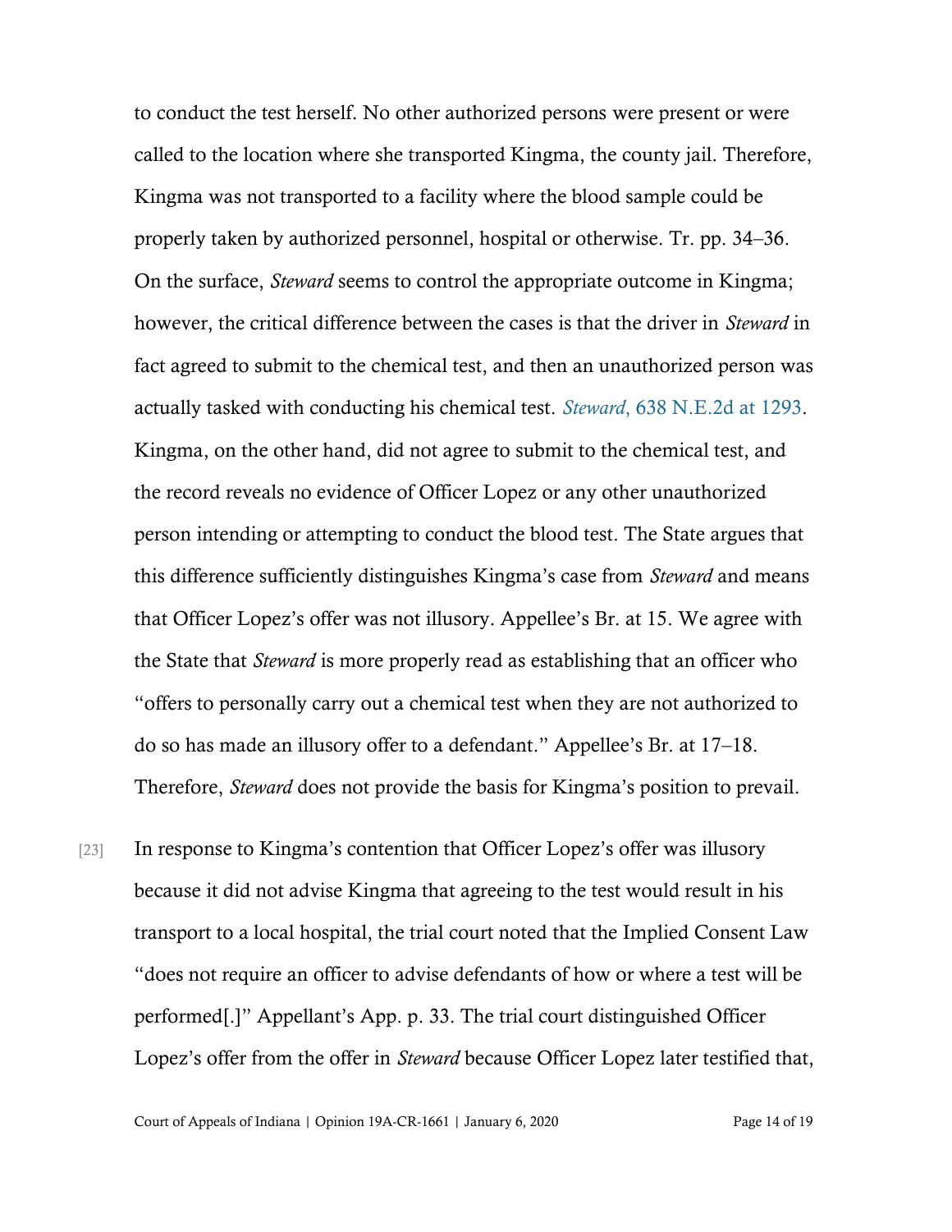to conduct the test herself. No other authorized persons were present or were called to the location where she transported Kingma, the county jail. Therefore, Kingma was not transported to a facility where the blood sample could be properly taken by authorized personnel, hospital or otherwise. Tr. pp. 34–36. On the surface, *Steward* seems to control the appropriate outcome in Kingma; however, the critical difference between the cases is that the driver in *Steward* in fact agreed to submit to the chemical test, and then an unauthorized person was actually tasked with conducting his chemical test. *Steward*, 638 N.E.2d at 1293. Kingma, on the other hand, did not agree to submit to the chemical test, and the record reveals no evidence of Officer Lopez or any other unauthorized person intending or attempting to conduct the blood test. The State argues that this difference sufficiently distinguishes Kingma's case from *Steward* and means that Officer Lopez's offer was not illusory. Appellee's Br. at 15. We agree with the State that *Steward* is more properly read as establishing that an officer who "offers to personally carry out a chemical test when they are not authorized to do so has made an illusory offer to a defendant." Appellee's Br. at 17–18. Therefore, *Steward* does not provide the basis for Kingma's position to prevail.

[23] In response to Kingma's contention that Officer Lopez's offer was illusory because it did not advise Kingma that agreeing to the test would result in his transport to a local hospital, the trial court noted that the Implied Consent Law "does not require an officer to advise defendants of how or where a test will be performed[.]" Appellant's App. p. 33. The trial court distinguished Officer Lopez's offer from the offer in *Steward* because Officer Lopez later testified that,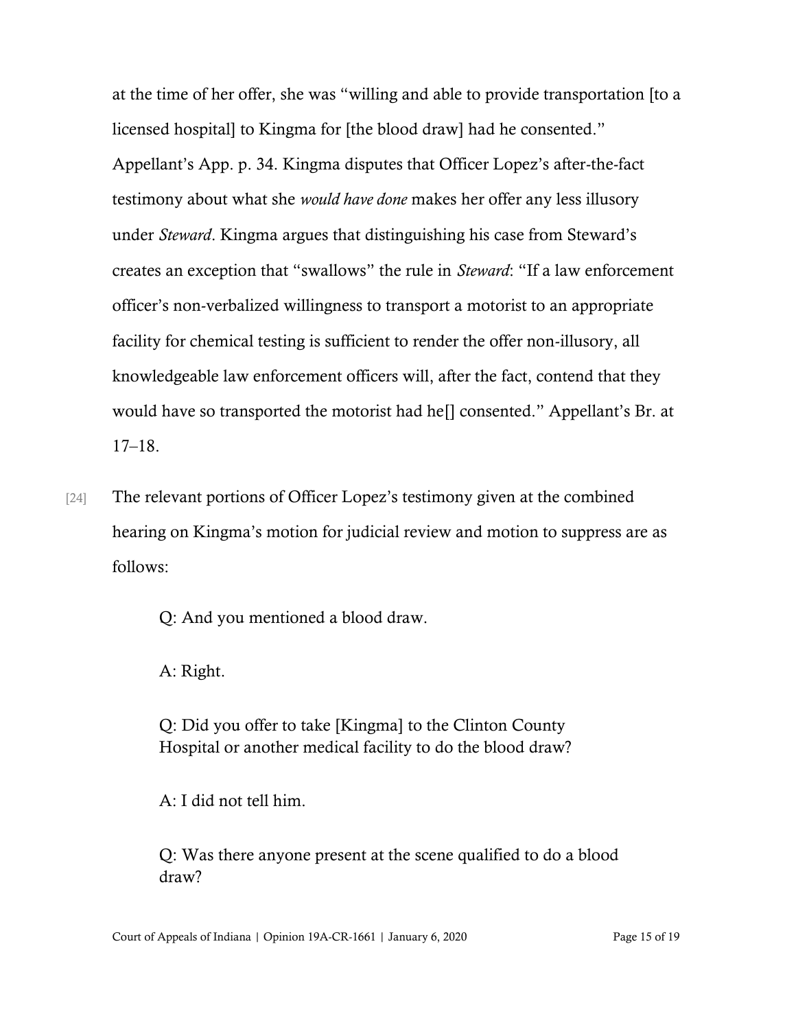at the time of her offer, she was "willing and able to provide transportation [to a licensed hospital] to Kingma for [the blood draw] had he consented." Appellant's App. p. 34. Kingma disputes that Officer Lopez's after-the-fact testimony about what she *would have done* makes her offer any less illusory under *Steward*. Kingma argues that distinguishing his case from Steward's creates an exception that "swallows" the rule in *Steward*: "If a law enforcement officer's non-verbalized willingness to transport a motorist to an appropriate facility for chemical testing is sufficient to render the offer non-illusory, all knowledgeable law enforcement officers will, after the fact, contend that they would have so transported the motorist had he[] consented." Appellant's Br. at 17–18.

[24] The relevant portions of Officer Lopez's testimony given at the combined hearing on Kingma's motion for judicial review and motion to suppress are as follows:

> Q: And you mentioned a blood draw.
>
> A: Right.
>
> Q: Did you offer to take [Kingma] to the Clinton County Hospital or another medical facility to do the blood draw?
>
> A: I did not tell him.
>
> Q: Was there anyone present at the scene qualified to do a blood draw?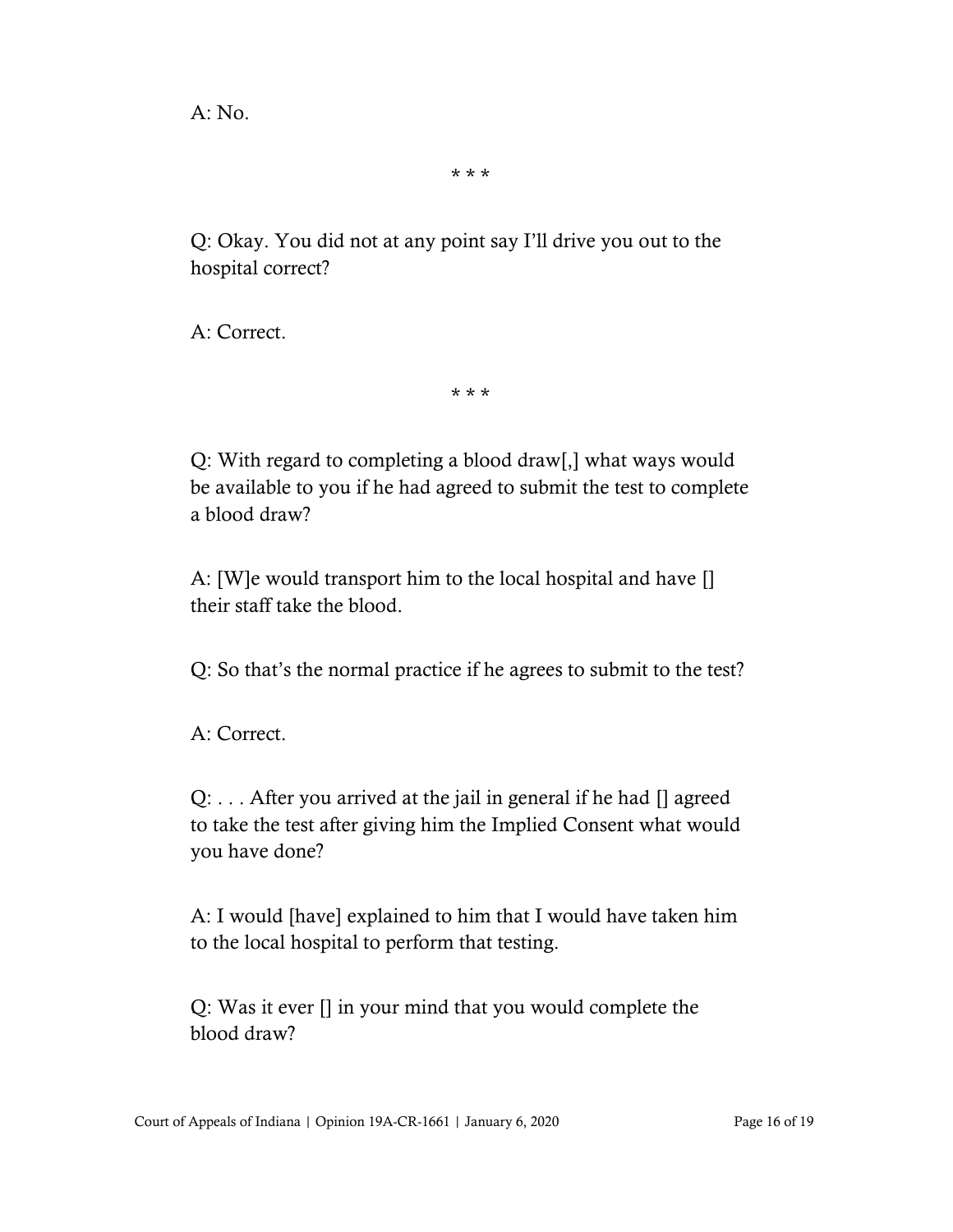A: No.

\* \* \*

Q: Okay. You did not at any point say I'll drive you out to the hospital correct?

A: Correct.

\* \* \*

Q: With regard to completing a blood draw[,] what ways would be available to you if he had agreed to submit the test to complete a blood draw?

A: [W]e would transport him to the local hospital and have [] their staff take the blood.

Q: So that's the normal practice if he agrees to submit to the test?

A: Correct.

Q: . . . After you arrived at the jail in general if he had [] agreed to take the test after giving him the Implied Consent what would you have done?

A: I would [have] explained to him that I would have taken him to the local hospital to perform that testing.

Q: Was it ever [] in your mind that you would complete the blood draw?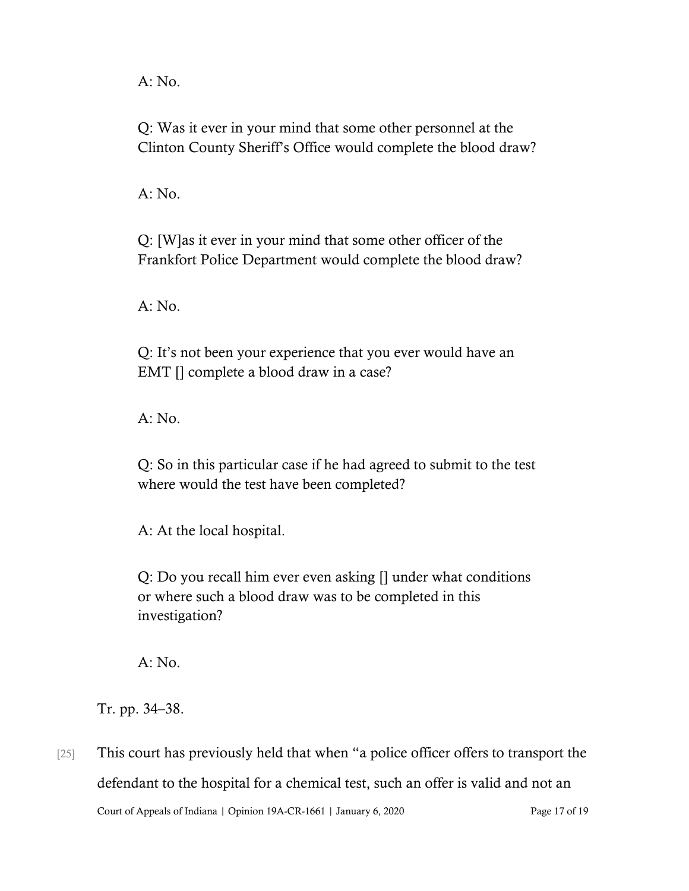A: No.

Q: Was it ever in your mind that some other personnel at the Clinton County Sheriff's Office would complete the blood draw?

A: No.

Q: [W]as it ever in your mind that some other officer of the Frankfort Police Department would complete the blood draw?

A: No.

Q: It's not been your experience that you ever would have an EMT [] complete a blood draw in a case?

A: No.

Q: So in this particular case if he had agreed to submit to the test where would the test have been completed?

A: At the local hospital.

Q: Do you recall him ever even asking [] under what conditions or where such a blood draw was to be completed in this investigation?

A: No.

Tr. pp. 34–38.

[25] This court has previously held that when "a police officer offers to transport the defendant to the hospital for a chemical test, such an offer is valid and not an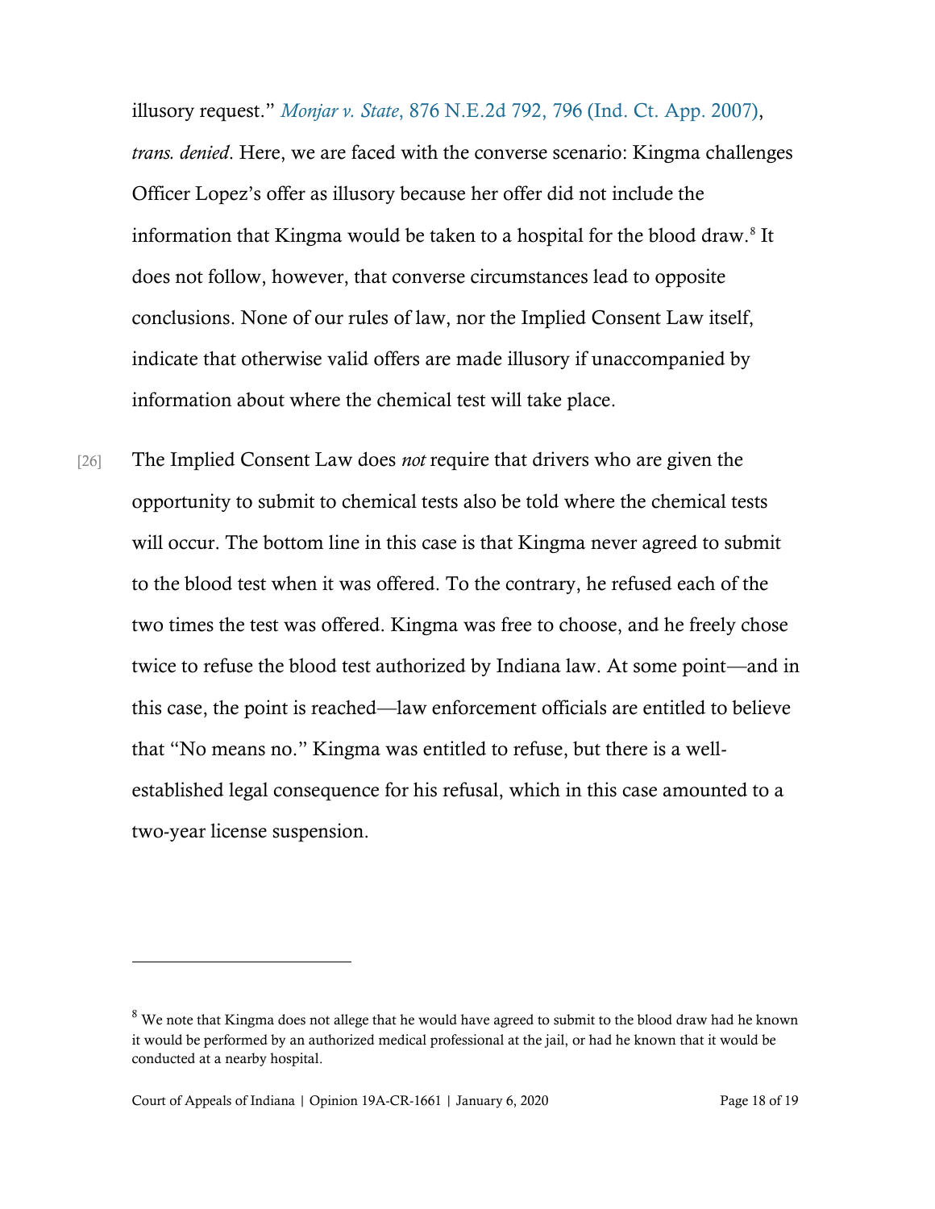illusory request." *Monjar v. State*, 876 N.E.2d 792, 796 (Ind. Ct. App. 2007), *trans. denied*. Here, we are faced with the converse scenario: Kingma challenges Officer Lopez's offer as illusory because her offer did not include the information that Kingma would be taken to a hospital for the blood draw.[8] It does not follow, however, that converse circumstances lead to opposite conclusions. None of our rules of law, nor the Implied Consent Law itself, indicate that otherwise valid offers are made illusory if unaccompanied by information about where the chemical test will take place.

[26] The Implied Consent Law does *not* require that drivers who are given the opportunity to submit to chemical tests also be told where the chemical tests will occur. The bottom line in this case is that Kingma never agreed to submit to the blood test when it was offered. To the contrary, he refused each of the two times the test was offered. Kingma was free to choose, and he freely chose twice to refuse the blood test authorized by Indiana law. At some point—and in this case, the point is reached—law enforcement officials are entitled to believe that "No means no." Kingma was entitled to refuse, but there is a well-established legal consequence for his refusal, which in this case amounted to a two-year license suspension.

---

[8] We note that Kingma does not allege that he would have agreed to submit to the blood draw had he known it would be performed by an authorized medical professional at the jail, or had he known that it would be conducted at a nearby hospital.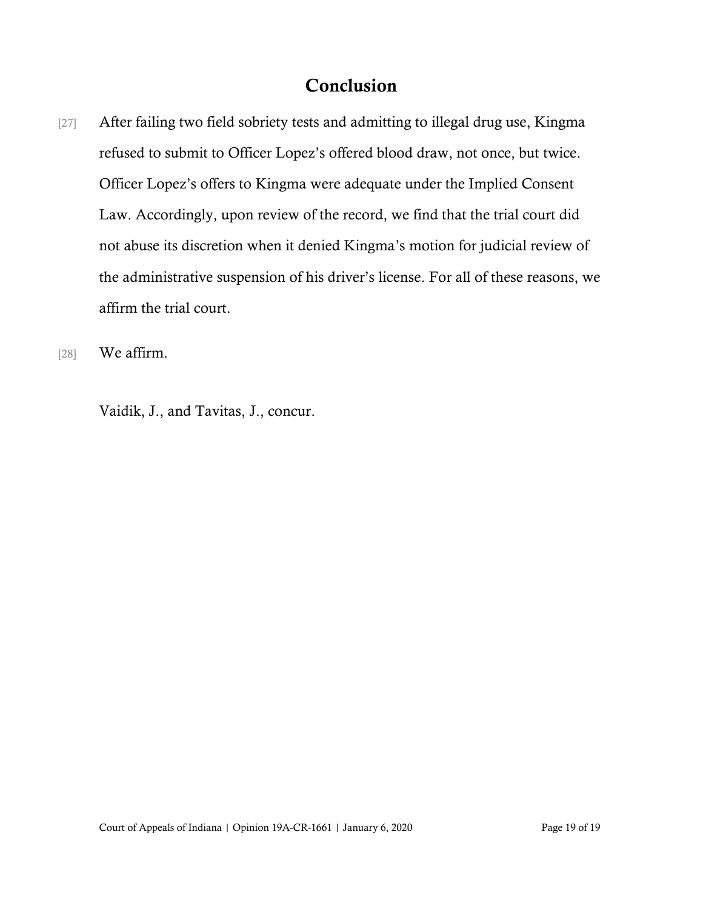# Conclusion

[27] After failing two field sobriety tests and admitting to illegal drug use, Kingma refused to submit to Officer Lopez's offered blood draw, not once, but twice. Officer Lopez's offers to Kingma were adequate under the Implied Consent Law. Accordingly, upon review of the record, we find that the trial court did not abuse its discretion when it denied Kingma's motion for judicial review of the administrative suspension of his driver's license. For all of these reasons, we affirm the trial court.

[28] We affirm.

Vaidik, J., and Tavitas, J., concur.